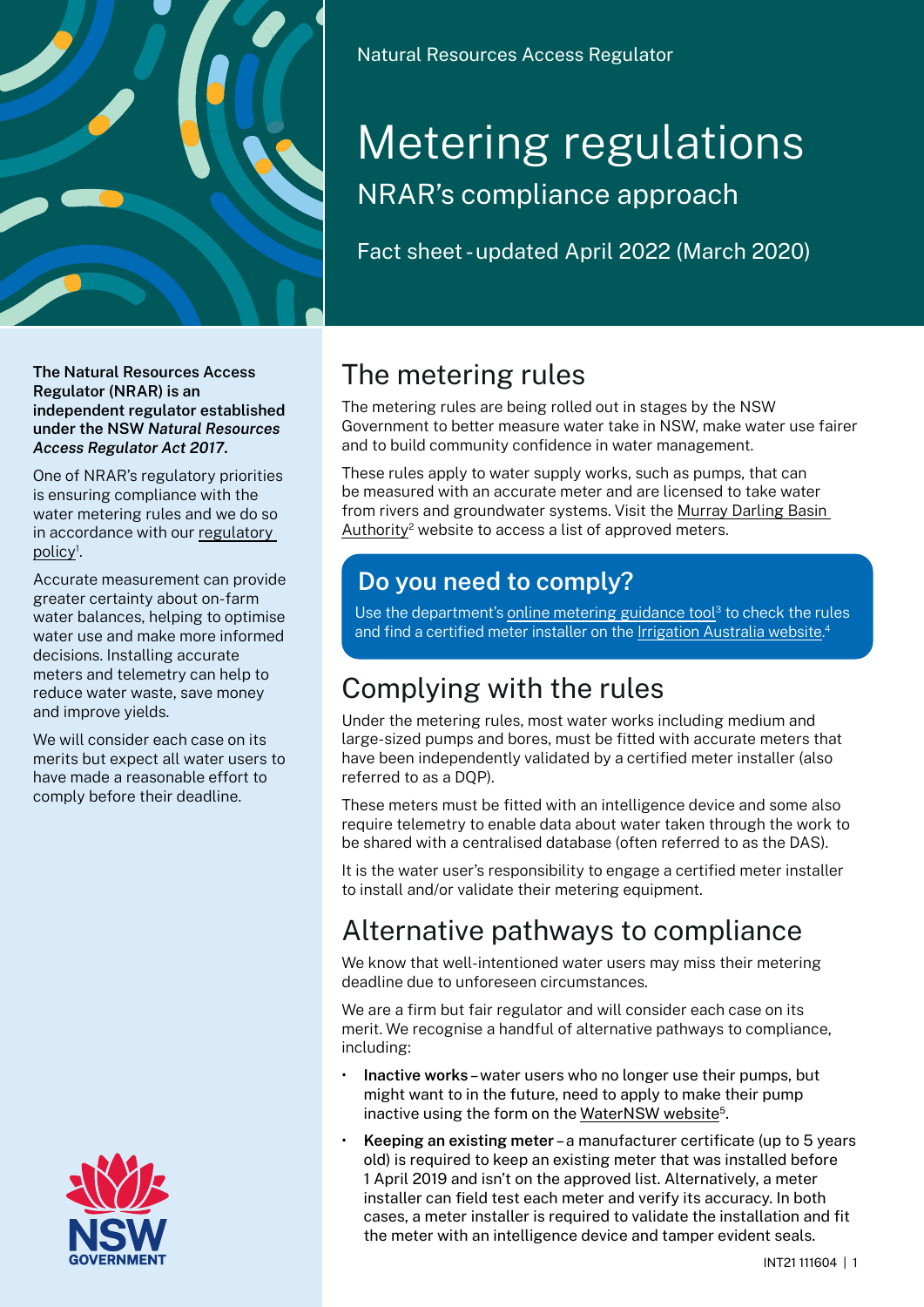Natural Resources Access Regulator

# Metering regulations

## NRAR's compliance approach

Fact sheet - updated April 2022 (March 2020)

**The Natural Resources Access Regulator (NRAR) is an independent regulator established under the NSW *Natural Resources Access Regulator Act 2017*.**

One of NRAR's regulatory priorities is ensuring compliance with the water metering rules and we do so in accordance with our regulatory policy[1].

Accurate measurement can provide greater certainty about on-farm water balances, helping to optimise water use and make more informed decisions. Installing accurate meters and telemetry can help to reduce water waste, save money and improve yields.

We will consider each case on its merits but expect all water users to have made a reasonable effort to comply before their deadline.

## The metering rules

The metering rules are being rolled out in stages by the NSW Government to better measure water take in NSW, make water use fairer and to build community confidence in water management.

These rules apply to water supply works, such as pumps, that can be measured with an accurate meter and are licensed to take water from rivers and groundwater systems. Visit the Murray Darling Basin Authority[2] website to access a list of approved meters.

### Do you need to comply?

Use the department's online metering guidance tool[3] to check the rules and find a certified meter installer on the Irrigation Australia website.[4]

## Complying with the rules

Under the metering rules, most water works including medium and large-sized pumps and bores, must be fitted with accurate meters that have been independently validated by a certified meter installer (also referred to as a DQP).

These meters must be fitted with an intelligence device and some also require telemetry to enable data about water taken through the work to be shared with a centralised database (often referred to as the DAS).

It is the water user's responsibility to engage a certified meter installer to install and/or validate their metering equipment.

## Alternative pathways to compliance

We know that well-intentioned water users may miss their metering deadline due to unforeseen circumstances.

We are a firm but fair regulator and will consider each case on its merit. We recognise a handful of alternative pathways to compliance, including:

- **Inactive works** – water users who no longer use their pumps, but might want to in the future, need to apply to make their pump inactive using the form on the WaterNSW website[5].
- **Keeping an existing meter** – a manufacturer certificate (up to 5 years old) is required to keep an existing meter that was installed before 1 April 2019 and isn't on the approved list. Alternatively, a meter installer can field test each meter and verify its accuracy. In both cases, a meter installer is required to validate the installation and fit the meter with an intelligence device and tamper evident seals.

INT21 111604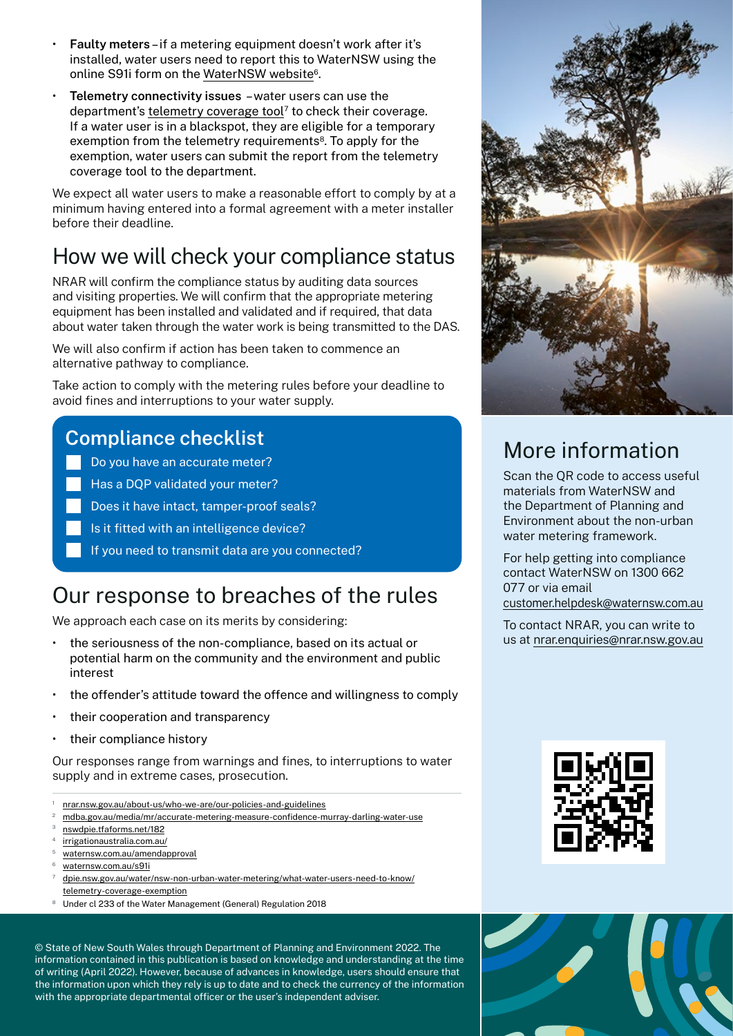- **Faulty meters** – if a metering equipment doesn't work after it's installed, water users need to report this to WaterNSW using the online S91i form on the WaterNSW website[6].
- **Telemetry connectivity issues** – water users can use the department's telemetry coverage tool[7] to check their coverage. If a water user is in a blackspot, they are eligible for a temporary exemption from the telemetry requirements[8]. To apply for the exemption, water users can submit the report from the telemetry coverage tool to the department.

We expect all water users to make a reasonable effort to comply by at a minimum having entered into a formal agreement with a meter installer before their deadline.

## How we will check your compliance status

NRAR will confirm the compliance status by auditing data sources and visiting properties. We will confirm that the appropriate metering equipment has been installed and validated and if required, that data about water taken through the water work is being transmitted to the DAS.

We will also confirm if action has been taken to commence an alternative pathway to compliance.

Take action to comply with the metering rules before your deadline to avoid fines and interruptions to your water supply.

### Compliance checklist

- [ ] Do you have an accurate meter?
- [ ] Has a DQP validated your meter?
- [ ] Does it have intact, tamper-proof seals?
- [ ] Is it fitted with an intelligence device?
- [ ] If you need to transmit data are you connected?

## Our response to breaches of the rules

We approach each case on its merits by considering:

- the seriousness of the non-compliance, based on its actual or potential harm on the community and the environment and public interest
- the offender's attitude toward the offence and willingness to comply
- their cooperation and transparency
- their compliance history

Our responses range from warnings and fines, to interruptions to water supply and in extreme cases, prosecution.

1. nrar.nsw.gov.au/about-us/who-we-are/our-policies-and-guidelines
2. mdba.gov.au/media/mr/accurate-metering-measure-confidence-murray-darling-water-use
3. nswdpie.tfaforms.net/182
4. irrigationaustralia.com.au/
5. waternsw.com.au/amendapproval
6. waternsw.com.au/s91i
7. dpie.nsw.gov.au/water/nsw-non-urban-water-metering/what-water-users-need-to-know/telemetry-coverage-exemption
8. Under cl 233 of the Water Management (General) Regulation 2018

## More information

Scan the QR code to access useful materials from WaterNSW and the Department of Planning and Environment about the non-urban water metering framework.

For help getting into compliance contact WaterNSW on 1300 662 077 or via email customer.helpdesk@waternsw.com.au

To contact NRAR, you can write to us at nrar.enquiries@nrar.nsw.gov.au

© State of New South Wales through Department of Planning and Environment 2022. The information contained in this publication is based on knowledge and understanding at the time of writing (April 2022). However, because of advances in knowledge, users should ensure that the information upon which they rely is up to date and to check the currency of the information with the appropriate departmental officer or the user's independent adviser.